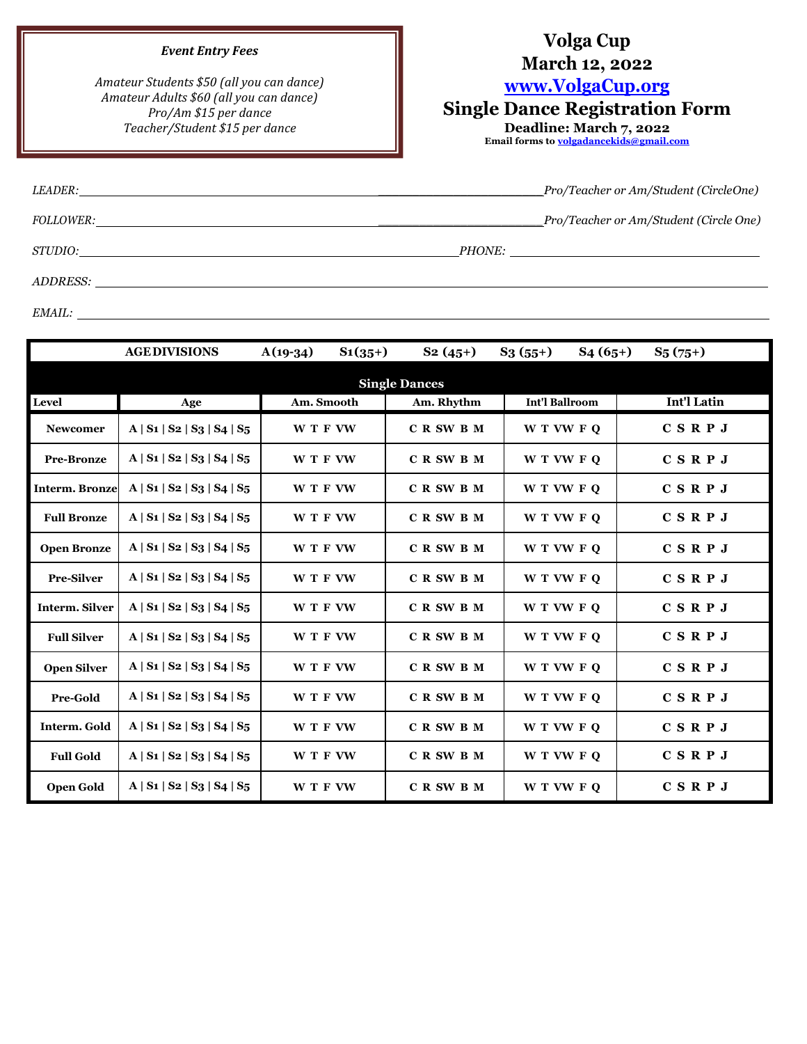*Event Entry Fees*

*Amateur Students $50 (all you can dance)*
*Amateur Adults $60 (all you can dance)*
*Pro/Am $15 per dance*
*Teacher/Student $15 per dance*

# Volga Cup
# March 12, 2022
# www.VolgaCup.org
# Single Dance Registration Form

**Deadline: March 7, 2022**
**Email forms to volgadancekids@gmail.com**

*LEADER:* ______________________________ *Pro/Teacher or Am/Student (CircleOne)*

*FOLLOWER:* ______________________________ *Pro/Teacher or Am/Student (Circle One)*

*STUDIO:* ______________________________ *PHONE:* ______________________________

*ADDRESS:* ______________________________

*EMAIL:* ______________________________

**AGE DIVISIONS** A (19-34) S1 (35+) S2 (45+) S3 (55+) S4 (65+) S5 (75+)

**Single Dances**

| Level | Age | Am. Smooth | Am. Rhythm | Int'l Ballroom | Int'l Latin |
|---|---|---|---|---|---|
| Newcomer | A \| S1 \| S2 \| S3 \| S4 \| S5 | W T F VW | C R SW B M | W T VW F Q | C S R P J |
| Pre-Bronze | A \| S1 \| S2 \| S3 \| S4 \| S5 | W T F VW | C R SW B M | W T VW F Q | C S R P J |
| Interm. Bronze | A \| S1 \| S2 \| S3 \| S4 \| S5 | W T F VW | C R SW B M | W T VW F Q | C S R P J |
| Full Bronze | A \| S1 \| S2 \| S3 \| S4 \| S5 | W T F VW | C R SW B M | W T VW F Q | C S R P J |
| Open Bronze | A \| S1 \| S2 \| S3 \| S4 \| S5 | W T F VW | C R SW B M | W T VW F Q | C S R P J |
| Pre-Silver | A \| S1 \| S2 \| S3 \| S4 \| S5 | W T F VW | C R SW B M | W T VW F Q | C S R P J |
| Interm. Silver | A \| S1 \| S2 \| S3 \| S4 \| S5 | W T F VW | C R SW B M | W T VW F Q | C S R P J |
| Full Silver | A \| S1 \| S2 \| S3 \| S4 \| S5 | W T F VW | C R SW B M | W T VW F Q | C S R P J |
| Open Silver | A \| S1 \| S2 \| S3 \| S4 \| S5 | W T F VW | C R SW B M | W T VW F Q | C S R P J |
| Pre-Gold | A \| S1 \| S2 \| S3 \| S4 \| S5 | W T F VW | C R SW B M | W T VW F Q | C S R P J |
| Interm. Gold | A \| S1 \| S2 \| S3 \| S4 \| S5 | W T F VW | C R SW B M | W T VW F Q | C S R P J |
| Full Gold | A \| S1 \| S2 \| S3 \| S4 \| S5 | W T F VW | C R SW B M | W T VW F Q | C S R P J |
| Open Gold | A \| S1 \| S2 \| S3 \| S4 \| S5 | W T F VW | C R SW B M | W T VW F Q | C S R P J |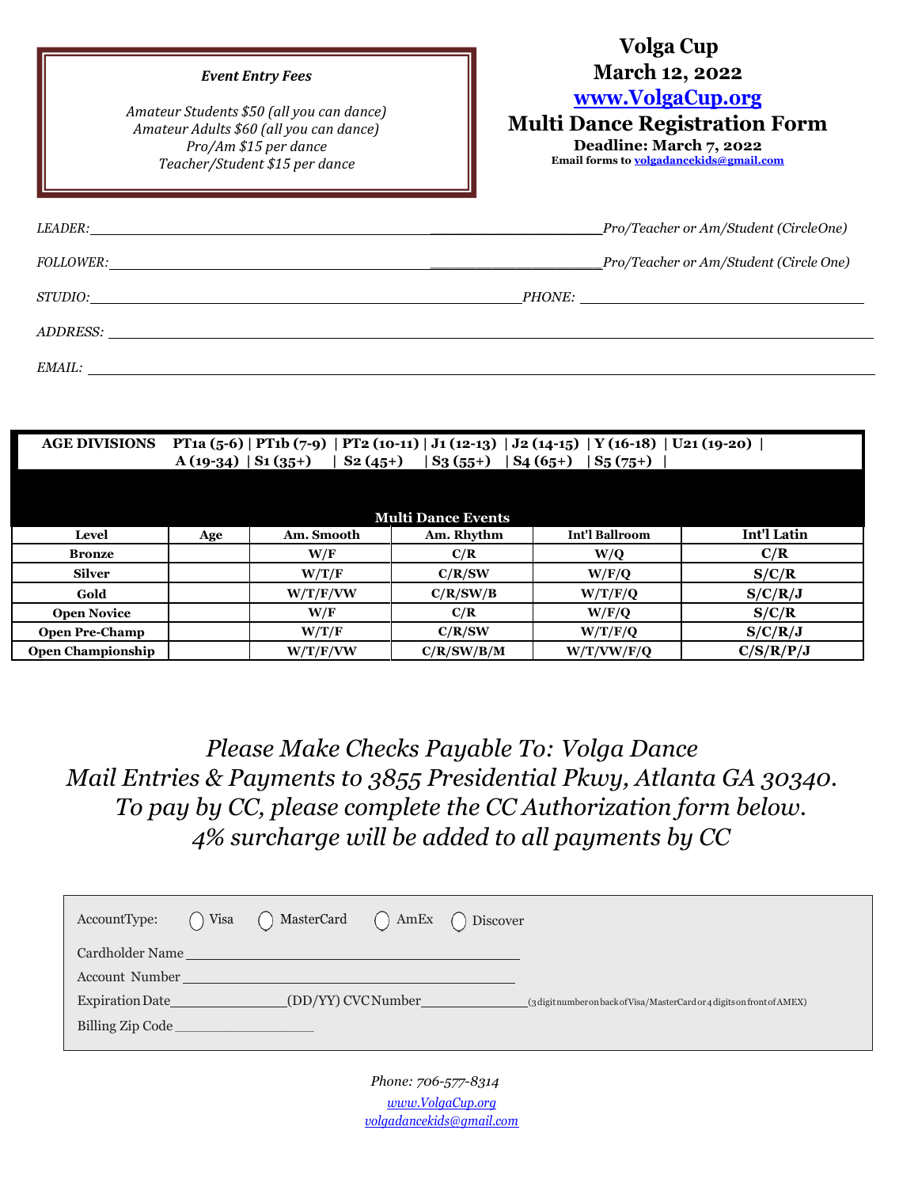*Event Entry Fees*

*Amateur Students $50 (all you can dance)*
*Amateur Adults $60 (all you can dance)*
*Pro/Am $15 per dance*
*Teacher/Student $15 per dance*

# Volga Cup
## March 12, 2022
## [www.VolgaCup.org](http://www.VolgaCup.org)
## Multi Dance Registration Form

**Deadline: March 7, 2022**
**Email forms to volgadancekids@gmail.com**

*LEADER:* ______________________________ ____________ *Pro/Teacher or Am/Student (CircleOne)*

*FOLLOWER:* ______________________________ ____________ *Pro/Teacher or Am/Student (Circle One)*

*STUDIO:* ______________________________ *PHONE:* ______________________________

*ADDRESS:* ______________________________

*EMAIL:* ______________________________

**AGE DIVISIONS** PT1a (5-6) | PT1b (7-9) | PT2 (10-11) | J1 (12-13) | J2 (14-15) | Y (16-18) | U21 (19-20) | A (19-34) | S1 (35+) | S2 (45+) | S3 (55+) | S4 (65+) | S5 (75+) |

**Multi Dance Events**

| Level | Age | Am. Smooth | Am. Rhythm | Int'l Ballroom | Int'l Latin |
|---|---|---|---|---|---|
| Bronze | | W/F | C/R | W/Q | C/R |
| Silver | | W/T/F | C/R/SW | W/F/Q | S/C/R |
| Gold | | W/T/F/VW | C/R/SW/B | W/T/F/Q | S/C/R/J |
| Open Novice | | W/F | C/R | W/F/Q | S/C/R |
| Open Pre-Champ | | W/T/F | C/R/SW | W/T/F/Q | S/C/R/J |
| Open Championship | | W/T/F/VW | C/R/SW/B/M | W/T/VW/F/Q | C/S/R/P/J |

*Please Make Checks Payable To: Volga Dance*
*Mail Entries & Payments to 3855 Presidential Pkwy, Atlanta GA 30340.*
*To pay by CC, please complete the CC Authorization form below.*
*4% surcharge will be added to all payments by CC*

AccountType: ◯ Visa ◯ MasterCard ◯ AmEx ◯ Discover

Cardholder Name ______________________________

Account Number ______________________________

Expiration Date ____________ (DD/YY) CVC Number ____________ (3 digit number on back of Visa/MasterCard or 4 digits on front of AMEX)

Billing Zip Code ____________

*Phone: 706-577-8314*

*www.VolgaCup.org*

*volgadancekids@gmail.com*